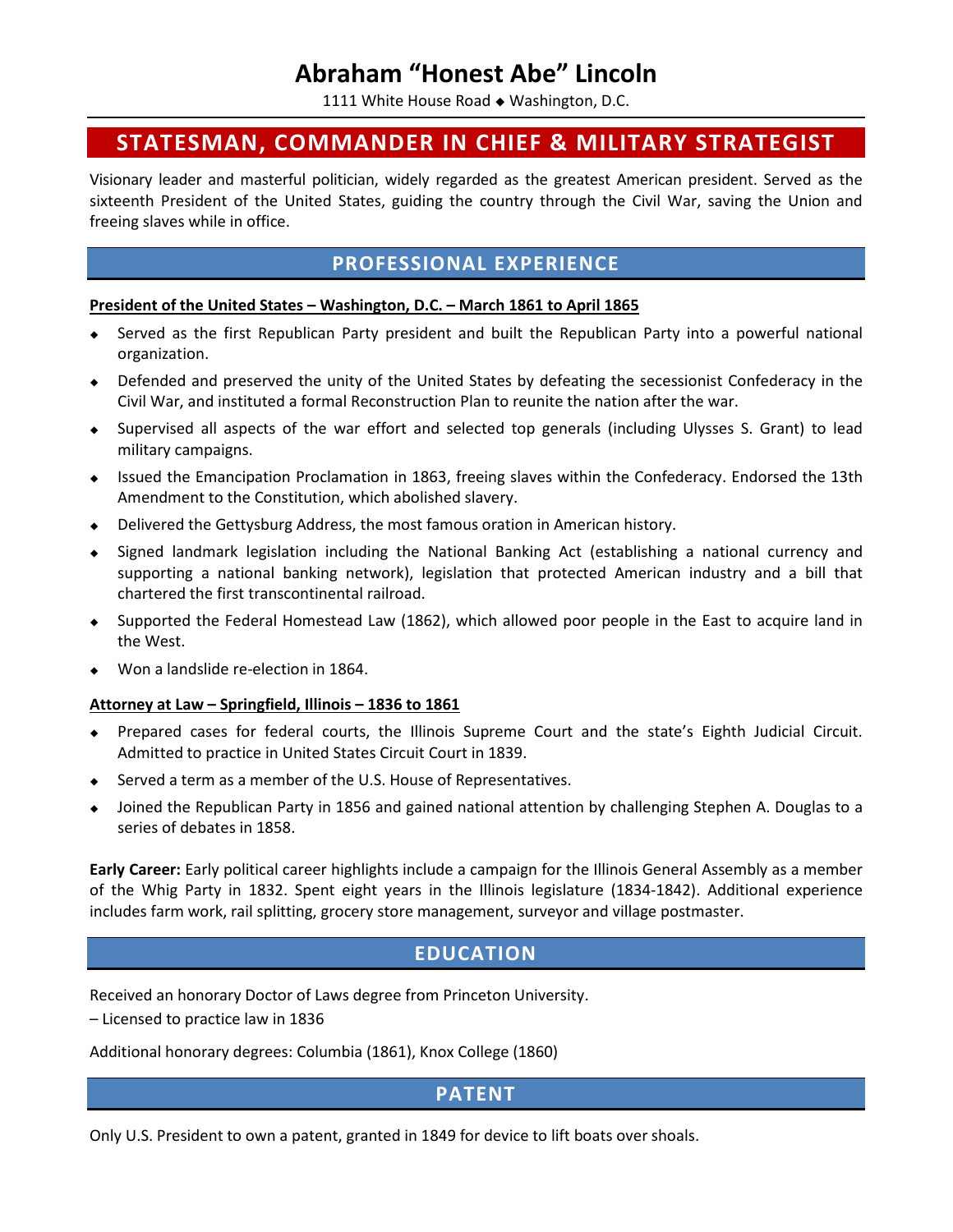# Abraham "Honest Abe" Lincoln

1111 White House Road ◆ Washington, D.C.

## STATESMAN, COMMANDER IN CHIEF & MILITARY STRATEGIST

Visionary leader and masterful politician, widely regarded as the greatest American president. Served as the sixteenth President of the United States, guiding the country through the Civil War, saving the Union and freeing slaves while in office.

## PROFESSIONAL EXPERIENCE

**President of the United States – Washington, D.C. – March 1861 to April 1865**

- Served as the first Republican Party president and built the Republican Party into a powerful national organization.
- Defended and preserved the unity of the United States by defeating the secessionist Confederacy in the Civil War, and instituted a formal Reconstruction Plan to reunite the nation after the war.
- Supervised all aspects of the war effort and selected top generals (including Ulysses S. Grant) to lead military campaigns.
- Issued the Emancipation Proclamation in 1863, freeing slaves within the Confederacy. Endorsed the 13th Amendment to the Constitution, which abolished slavery.
- Delivered the Gettysburg Address, the most famous oration in American history.
- Signed landmark legislation including the National Banking Act (establishing a national currency and supporting a national banking network), legislation that protected American industry and a bill that chartered the first transcontinental railroad.
- Supported the Federal Homestead Law (1862), which allowed poor people in the East to acquire land in the West.
- Won a landslide re-election in 1864.

**Attorney at Law – Springfield, Illinois – 1836 to 1861**

- Prepared cases for federal courts, the Illinois Supreme Court and the state's Eighth Judicial Circuit. Admitted to practice in United States Circuit Court in 1839.
- Served a term as a member of the U.S. House of Representatives.
- Joined the Republican Party in 1856 and gained national attention by challenging Stephen A. Douglas to a series of debates in 1858.

**Early Career:** Early political career highlights include a campaign for the Illinois General Assembly as a member of the Whig Party in 1832. Spent eight years in the Illinois legislature (1834-1842). Additional experience includes farm work, rail splitting, grocery store management, surveyor and village postmaster.

## EDUCATION

Received an honorary Doctor of Laws degree from Princeton University.

– Licensed to practice law in 1836

Additional honorary degrees: Columbia (1861), Knox College (1860)

## PATENT

Only U.S. President to own a patent, granted in 1849 for device to lift boats over shoals.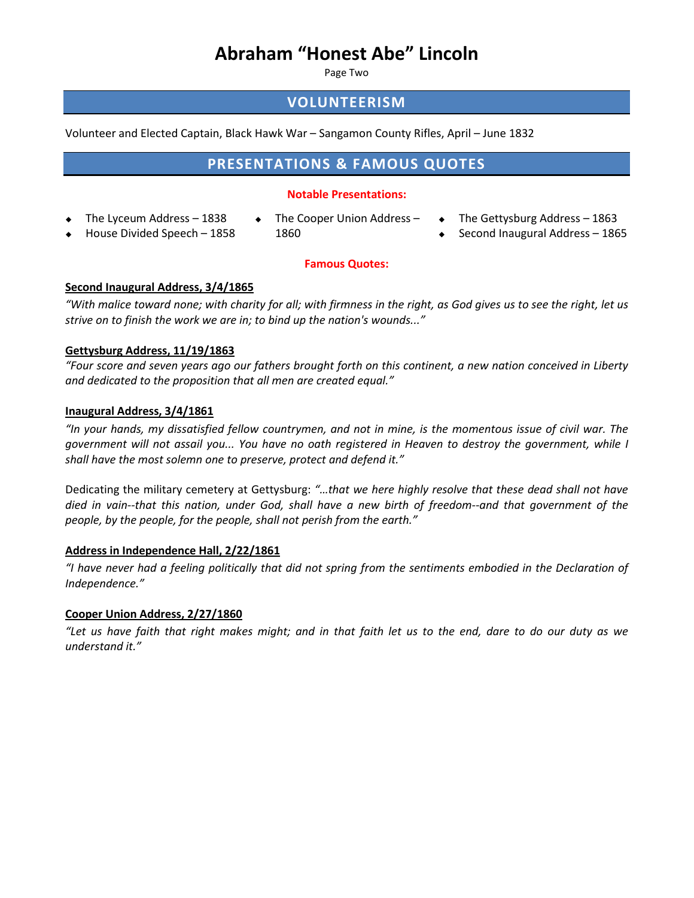# Abraham "Honest Abe" Lincoln

Page Two

## VOLUNTEERISM

Volunteer and Elected Captain, Black Hawk War – Sangamon County Rifles, April – June 1832

## PRESENTATIONS & FAMOUS QUOTES

### Notable Presentations:

- The Lyceum Address – 1838
- House Divided Speech – 1858
- The Cooper Union Address – 1860
- The Gettysburg Address – 1863
- Second Inaugural Address – 1865

### Famous Quotes:

**Second Inaugural Address, 3/4/1865**

*"With malice toward none; with charity for all; with firmness in the right, as God gives us to see the right, let us strive on to finish the work we are in; to bind up the nation's wounds..."*

**Gettysburg Address, 11/19/1863**

*"Four score and seven years ago our fathers brought forth on this continent, a new nation conceived in Liberty and dedicated to the proposition that all men are created equal."*

**Inaugural Address, 3/4/1861**

*"In your hands, my dissatisfied fellow countrymen, and not in mine, is the momentous issue of civil war. The government will not assail you... You have no oath registered in Heaven to destroy the government, while I shall have the most solemn one to preserve, protect and defend it."*

Dedicating the military cemetery at Gettysburg: *"…that we here highly resolve that these dead shall not have died in vain--that this nation, under God, shall have a new birth of freedom--and that government of the people, by the people, for the people, shall not perish from the earth."*

**Address in Independence Hall, 2/22/1861**

*"I have never had a feeling politically that did not spring from the sentiments embodied in the Declaration of Independence."*

**Cooper Union Address, 2/27/1860**

*"Let us have faith that right makes might; and in that faith let us to the end, dare to do our duty as we understand it."*